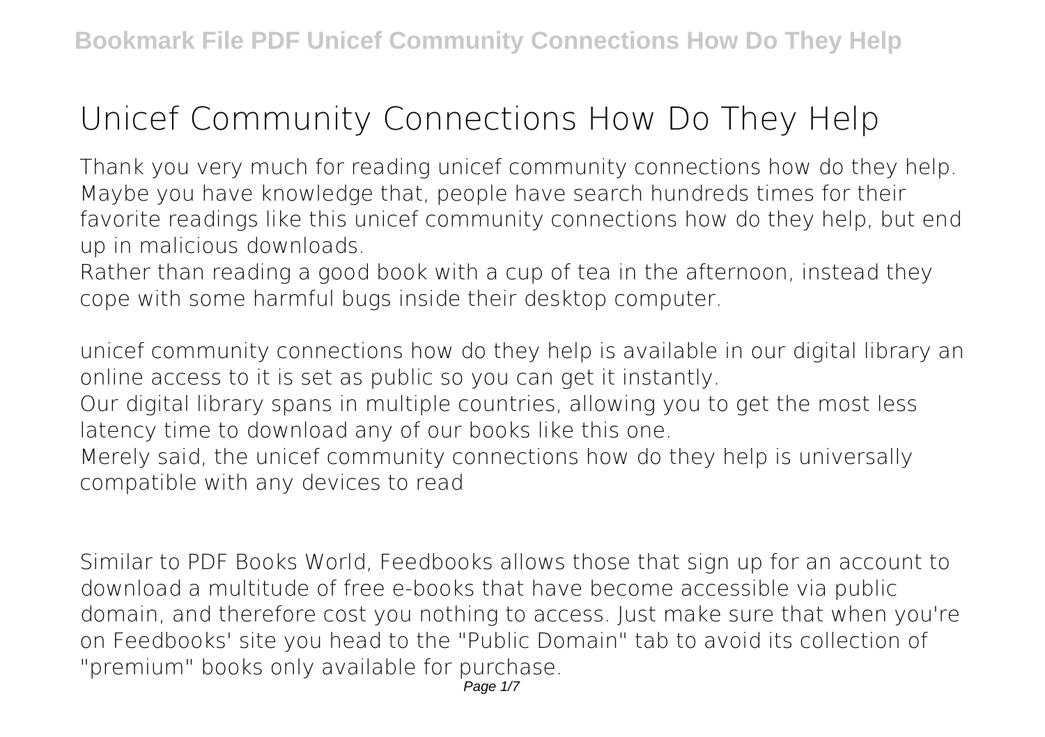# Unicef Community Connections How Do They Help

Thank you very much for reading unicef community connections how do they help. Maybe you have knowledge that, people have search hundreds times for their favorite readings like this unicef community connections how do they help, but end up in malicious downloads.

Rather than reading a good book with a cup of tea in the afternoon, instead they cope with some harmful bugs inside their desktop computer.

unicef community connections how do they help is available in our digital library an online access to it is set as public so you can get it instantly.

Our digital library spans in multiple countries, allowing you to get the most less latency time to download any of our books like this one.

Merely said, the unicef community connections how do they help is universally compatible with any devices to read

Similar to PDF Books World, Feedbooks allows those that sign up for an account to download a multitude of free e-books that have become accessible via public domain, and therefore cost you nothing to access. Just make sure that when you're on Feedbooks' site you head to the "Public Domain" tab to avoid its collection of "premium" books only available for purchase.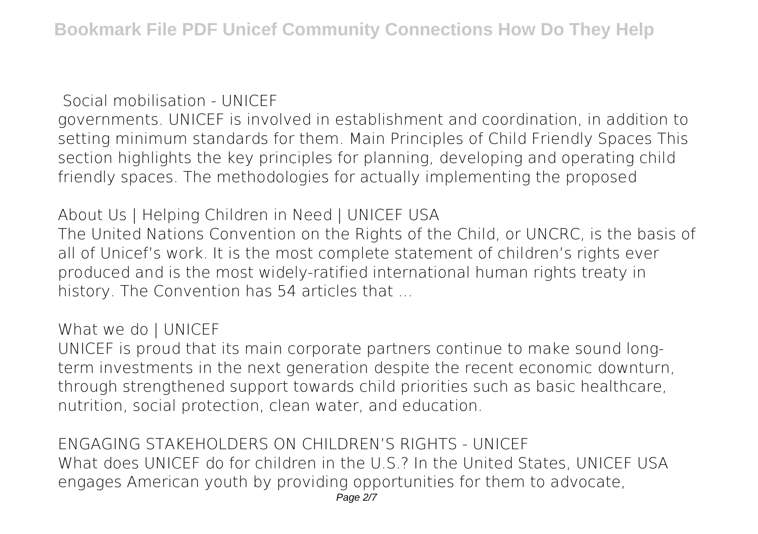**Social mobilisation - UNICEF**

governments. UNICEF is involved in establishment and coordination, in addition to setting minimum standards for them. Main Principles of Child Friendly Spaces This section highlights the key principles for planning, developing and operating child friendly spaces. The methodologies for actually implementing the proposed

**About Us | Helping Children in Need | UNICEF USA**

The United Nations Convention on the Rights of the Child, or UNCRC, is the basis of all of Unicef's work. It is the most complete statement of children's rights ever produced and is the most widely-ratified international human rights treaty in history. The Convention has 54 articles that ...

**What we do | UNICEF**

UNICEF is proud that its main corporate partners continue to make sound long-term investments in the next generation despite the recent economic downturn, through strengthened support towards child priorities such as basic healthcare, nutrition, social protection, clean water, and education.

**ENGAGING STAKEHOLDERS ON CHILDREN'S RIGHTS - UNICEF**

What does UNICEF do for children in the U.S.? In the United States, UNICEF USA engages American youth by providing opportunities for them to advocate,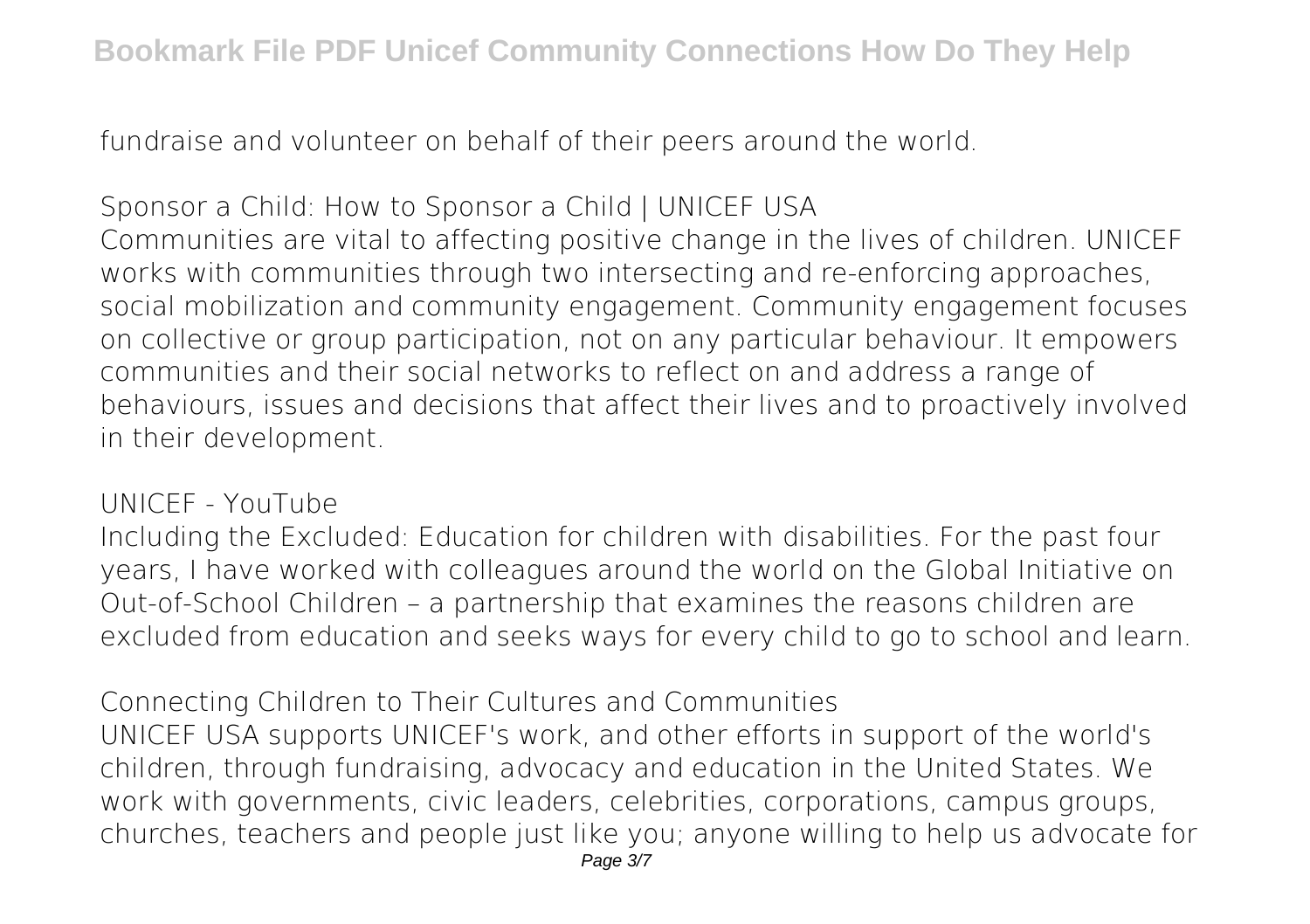fundraise and volunteer on behalf of their peers around the world.

## Sponsor a Child: How to Sponsor a Child | UNICEF USA

Communities are vital to affecting positive change in the lives of children. UNICEF works with communities through two intersecting and re-enforcing approaches, social mobilization and community engagement. Community engagement focuses on collective or group participation, not on any particular behaviour. It empowers communities and their social networks to reflect on and address a range of behaviours, issues and decisions that affect their lives and to proactively involved in their development.

## UNICEF - YouTube

Including the Excluded: Education for children with disabilities. For the past four years, I have worked with colleagues around the world on the Global Initiative on Out-of-School Children – a partnership that examines the reasons children are excluded from education and seeks ways for every child to go to school and learn.

## Connecting Children to Their Cultures and Communities

UNICEF USA supports UNICEF's work, and other efforts in support of the world's children, through fundraising, advocacy and education in the United States. We work with governments, civic leaders, celebrities, corporations, campus groups, churches, teachers and people just like you; anyone willing to help us advocate for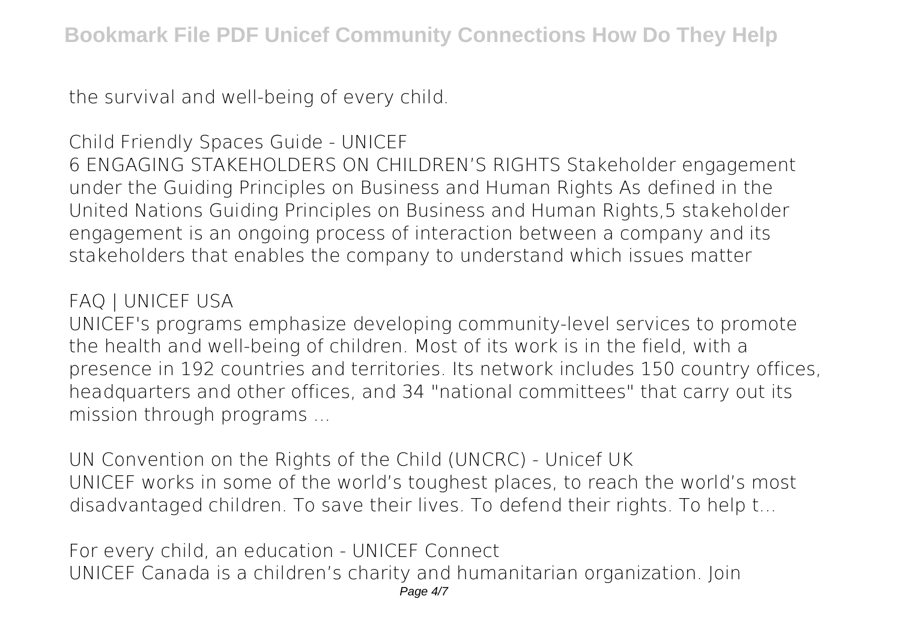the survival and well-being of every child.

## Child Friendly Spaces Guide - UNICEF

6 ENGAGING STAKEHOLDERS ON CHILDREN'S RIGHTS Stakeholder engagement under the Guiding Principles on Business and Human Rights As defined in the United Nations Guiding Principles on Business and Human Rights,5 stakeholder engagement is an ongoing process of interaction between a company and its stakeholders that enables the company to understand which issues matter

## FAQ | UNICEF USA

UNICEF's programs emphasize developing community-level services to promote the health and well-being of children. Most of its work is in the field, with a presence in 192 countries and territories. Its network includes 150 country offices, headquarters and other offices, and 34 "national committees" that carry out its mission through programs ...

## UN Convention on the Rights of the Child (UNCRC) - Unicef UK

UNICEF works in some of the world's toughest places, to reach the world's most disadvantaged children. To save their lives. To defend their rights. To help t...

## For every child, an education - UNICEF Connect

UNICEF Canada is a children's charity and humanitarian organization. Join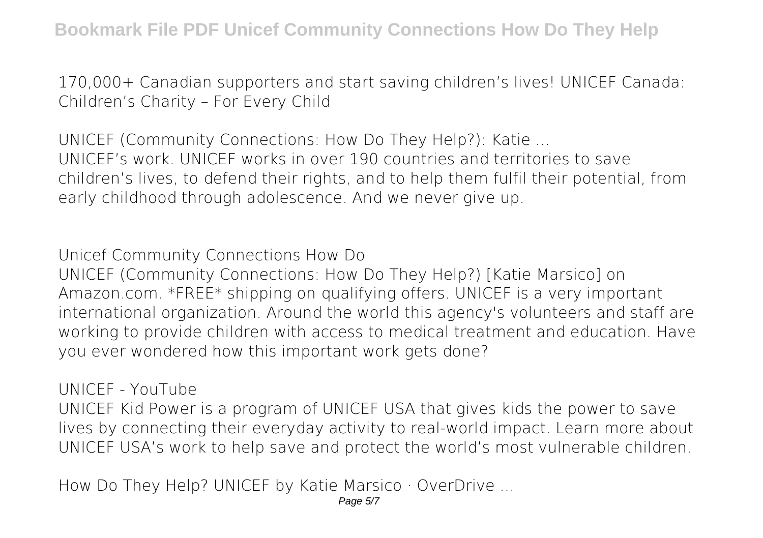170,000+ Canadian supporters and start saving children's lives! UNICEF Canada: Children's Charity – For Every Child

**UNICEF (Community Connections: How Do They Help?): Katie ...**

UNICEF's work. UNICEF works in over 190 countries and territories to save children's lives, to defend their rights, and to help them fulfil their potential, from early childhood through adolescence. And we never give up.

**Unicef Community Connections How Do**

UNICEF (Community Connections: How Do They Help?) [Katie Marsico] on Amazon.com. *FREE* shipping on qualifying offers. UNICEF is a very important international organization. Around the world this agency's volunteers and staff are working to provide children with access to medical treatment and education. Have you ever wondered how this important work gets done?

**UNICEF - YouTube**

UNICEF Kid Power is a program of UNICEF USA that gives kids the power to save lives by connecting their everyday activity to real-world impact. Learn more about UNICEF USA's work to help save and protect the world's most vulnerable children.

**How Do They Help? UNICEF by Katie Marsico · OverDrive ...**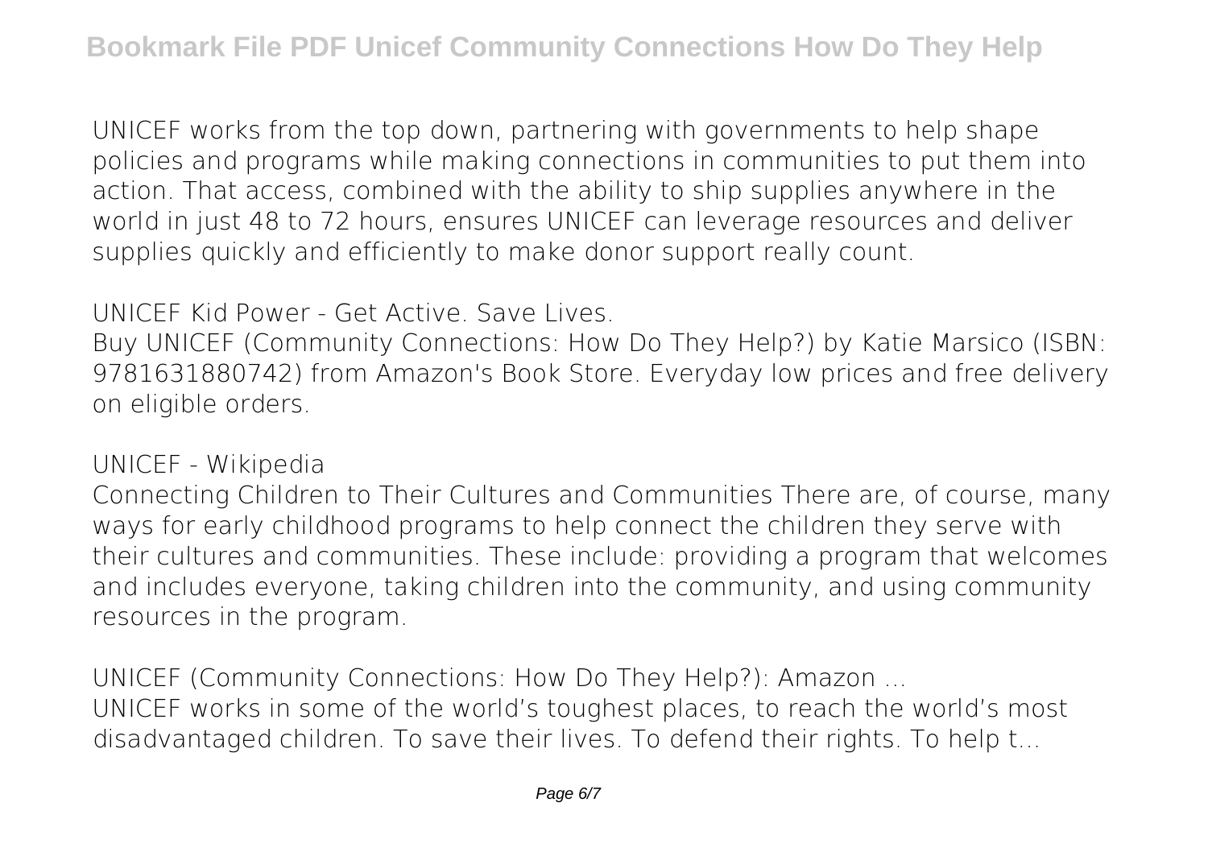UNICEF works from the top down, partnering with governments to help shape policies and programs while making connections in communities to put them into action. That access, combined with the ability to ship supplies anywhere in the world in just 48 to 72 hours, ensures UNICEF can leverage resources and deliver supplies quickly and efficiently to make donor support really count.

**UNICEF Kid Power - Get Active. Save Lives.**

Buy UNICEF (Community Connections: How Do They Help?) by Katie Marsico (ISBN: 9781631880742) from Amazon's Book Store. Everyday low prices and free delivery on eligible orders.

**UNICEF - Wikipedia**

Connecting Children to Their Cultures and Communities There are, of course, many ways for early childhood programs to help connect the children they serve with their cultures and communities. These include: providing a program that welcomes and includes everyone, taking children into the community, and using community resources in the program.

**UNICEF (Community Connections: How Do They Help?): Amazon ...**

UNICEF works in some of the world's toughest places, to reach the world's most disadvantaged children. To save their lives. To defend their rights. To help t...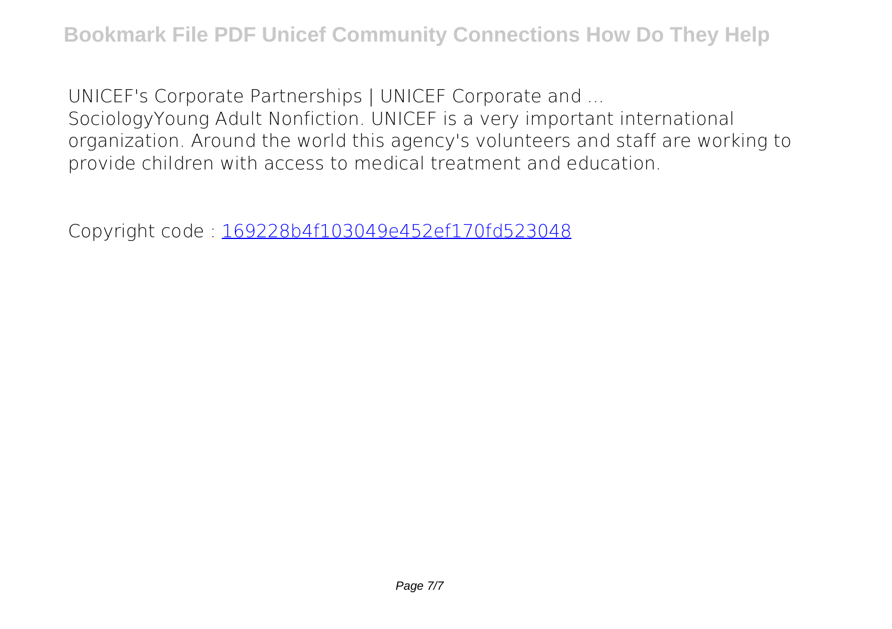UNICEF's Corporate Partnerships | UNICEF Corporate and ...
SociologyYoung Adult Nonfiction. UNICEF is a very important international organization. Around the world this agency's volunteers and staff are working to provide children with access to medical treatment and education.

Copyright code : 169228b4f103049e452ef170fd523048